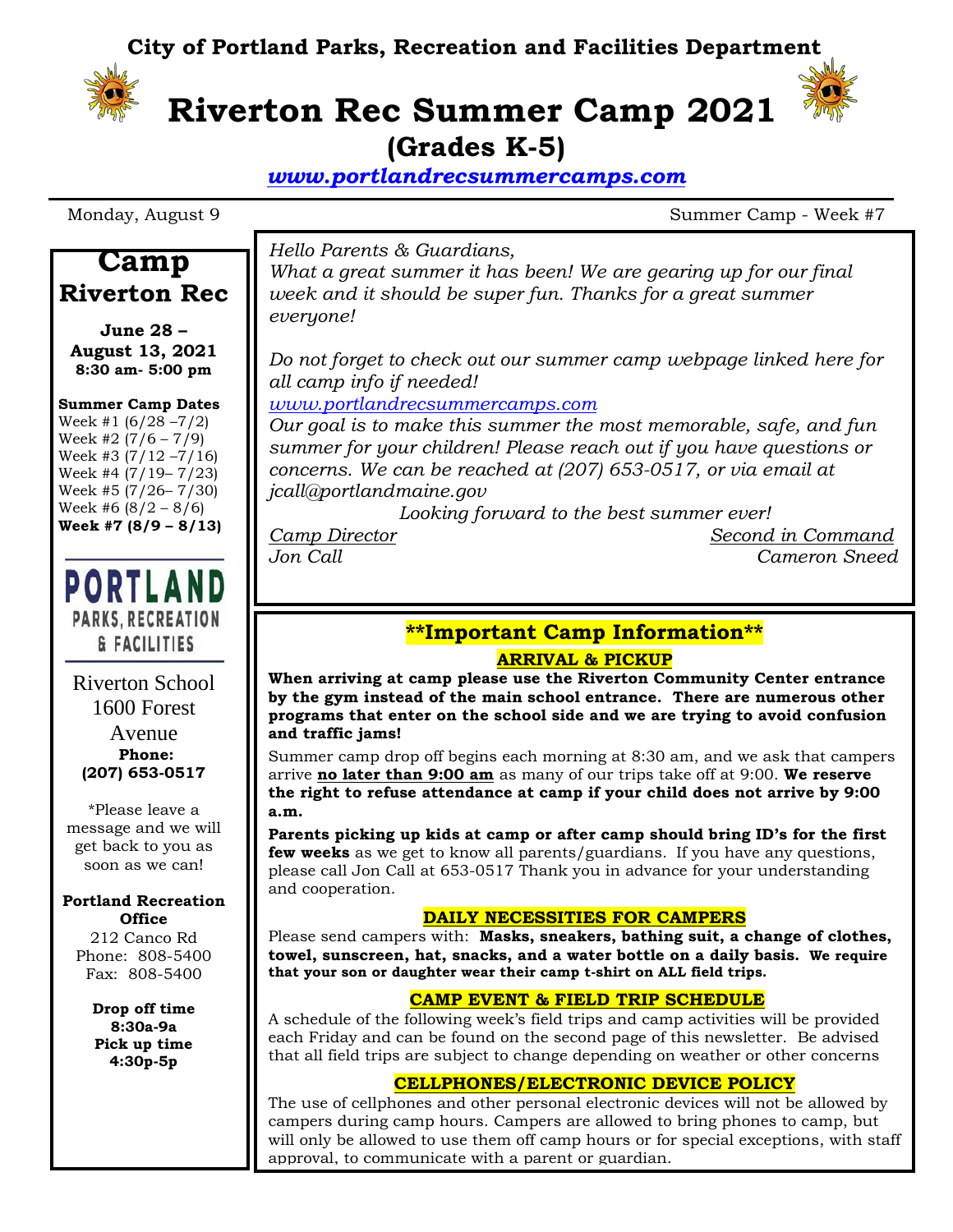**City of Portland Parks, Recreation and Facilities Department**

# Riverton Rec Summer Camp 2021

## (Grades K-5)

*www.portlandrecsummercamps.com*

Monday, August 9 Summer Camp - Week #7

## Camp Riverton Rec

**June 28 – August 13, 2021**
**8:30 am- 5:00 pm**

**Summer Camp Dates**
Week #1 (6/28 –7/2)
Week #2 (7/6 – 7/9)
Week #3 (7/12 –7/16)
Week #4 (7/19– 7/23)
Week #5 (7/26– 7/30)
Week #6 (8/2 – 8/6)
**Week #7 (8/9 – 8/13)**

PORTLAND PARKS, RECREATION & FACILITIES

Riverton School
1600 Forest Avenue
**Phone:**
**(207) 653-0517**

*Please leave a message and we will get back to you as soon as we can!

**Portland Recreation Office**
212 Canco Rd
Phone: 808-5400
Fax: 808-5400

**Drop off time**
**8:30a-9a**
**Pick up time**
**4:30p-5p**

*Hello Parents & Guardians,*
*What a great summer it has been! We are gearing up for our final week and it should be super fun. Thanks for a great summer everyone!*

*Do not forget to check out our summer camp webpage linked here for all camp info if needed!*
*www.portlandrecsummercamps.com*
*Our goal is to make this summer the most memorable, safe, and fun summer for your children! Please reach out if you have questions or concerns. We can be reached at (207) 653-0517, or via email at jcall@portlandmaine.gov*

*Looking forward to the best summer ever!*

*Camp Director* — *Jon Call*
*Second in Command* — *Cameron Sneed*

## **Important Camp Information**

### ARRIVAL & PICKUP

**When arriving at camp please use the Riverton Community Center entrance by the gym instead of the main school entrance. There are numerous other programs that enter on the school side and we are trying to avoid confusion and traffic jams!**

Summer camp drop off begins each morning at 8:30 am, and we ask that campers arrive **no later than 9:00 am** as many of our trips take off at 9:00. **We reserve the right to refuse attendance at camp if your child does not arrive by 9:00 a.m.**

**Parents picking up kids at camp or after camp should bring ID's for the first few weeks** as we get to know all parents/guardians. If you have any questions, please call Jon Call at 653-0517 Thank you in advance for your understanding and cooperation.

### DAILY NECESSITIES FOR CAMPERS

Please send campers with: **Masks, sneakers, bathing suit, a change of clothes, towel, sunscreen, hat, snacks, and a water bottle on a daily basis. We require that your son or daughter wear their camp t-shirt on ALL field trips.**

### CAMP EVENT & FIELD TRIP SCHEDULE

A schedule of the following week's field trips and camp activities will be provided each Friday and can be found on the second page of this newsletter. Be advised that all field trips are subject to change depending on weather or other concerns

### CELLPHONES/ELECTRONIC DEVICE POLICY

The use of cellphones and other personal electronic devices will not be allowed by campers during camp hours. Campers are allowed to bring phones to camp, but will only be allowed to use them off camp hours or for special exceptions, with staff approval, to communicate with a parent or guardian.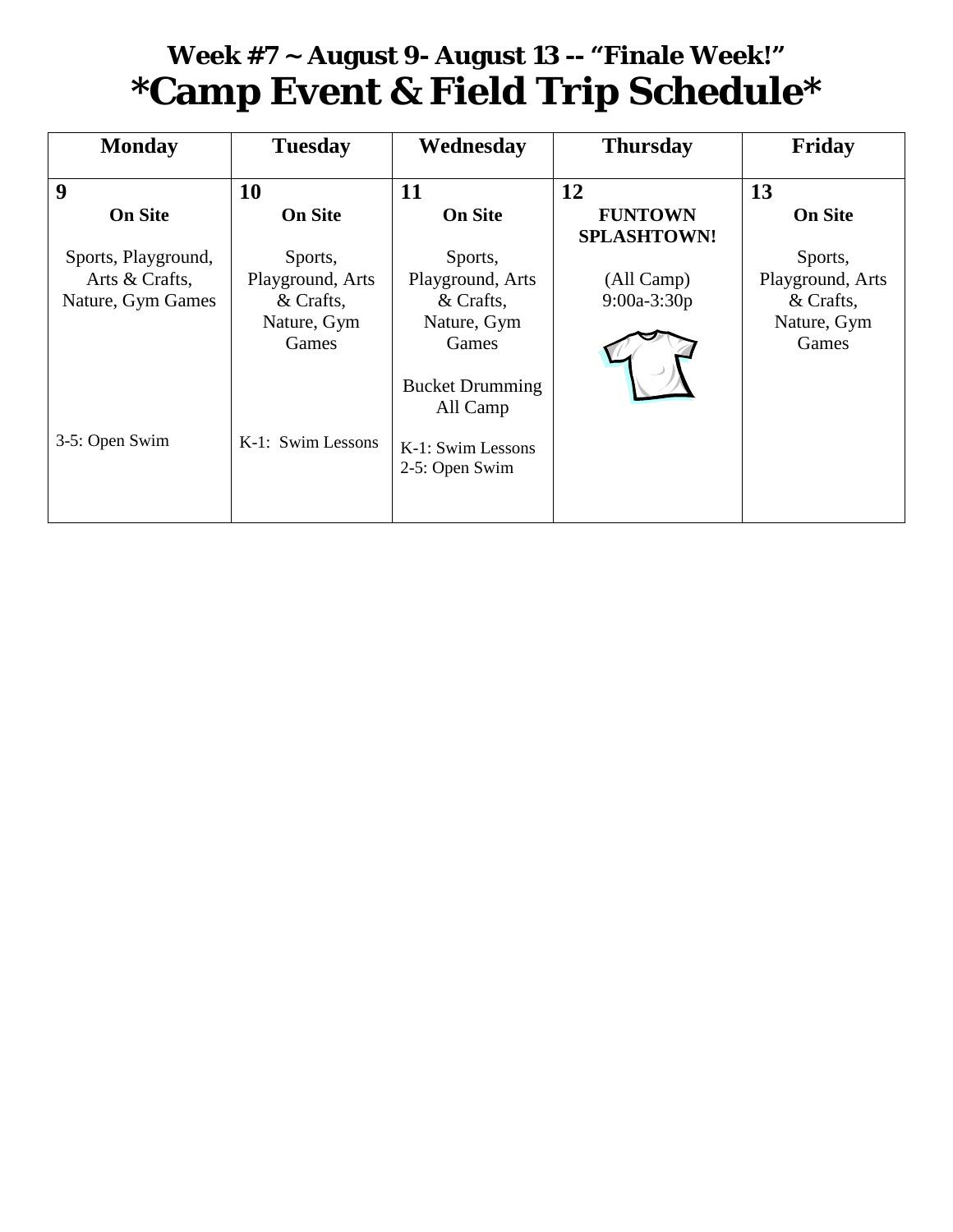## Week #7 ~ August 9- August 13 -- "Finale Week!"
# *Camp Event & Field Trip Schedule*

| Monday | Tuesday | Wednesday | Thursday | Friday |
|---|---|---|---|---|
| **9**<br>**On Site**<br><br>Sports, Playground, Arts & Crafts, Nature, Gym Games<br><br>3-5: Open Swim | **10**<br>**On Site**<br><br>Sports, Playground, Arts & Crafts, Nature, Gym Games<br><br>K-1: Swim Lessons | **11**<br>**On Site**<br><br>Sports, Playground, Arts & Crafts, Nature, Gym Games<br><br>Bucket Drumming All Camp<br><br>K-1: Swim Lessons<br>2-5: Open Swim | **12**<br>**FUNTOWN SPLASHTOWN!**<br><br>(All Camp)<br>9:00a-3:30p | **13**<br>**On Site**<br><br>Sports, Playground, Arts & Crafts, Nature, Gym Games |